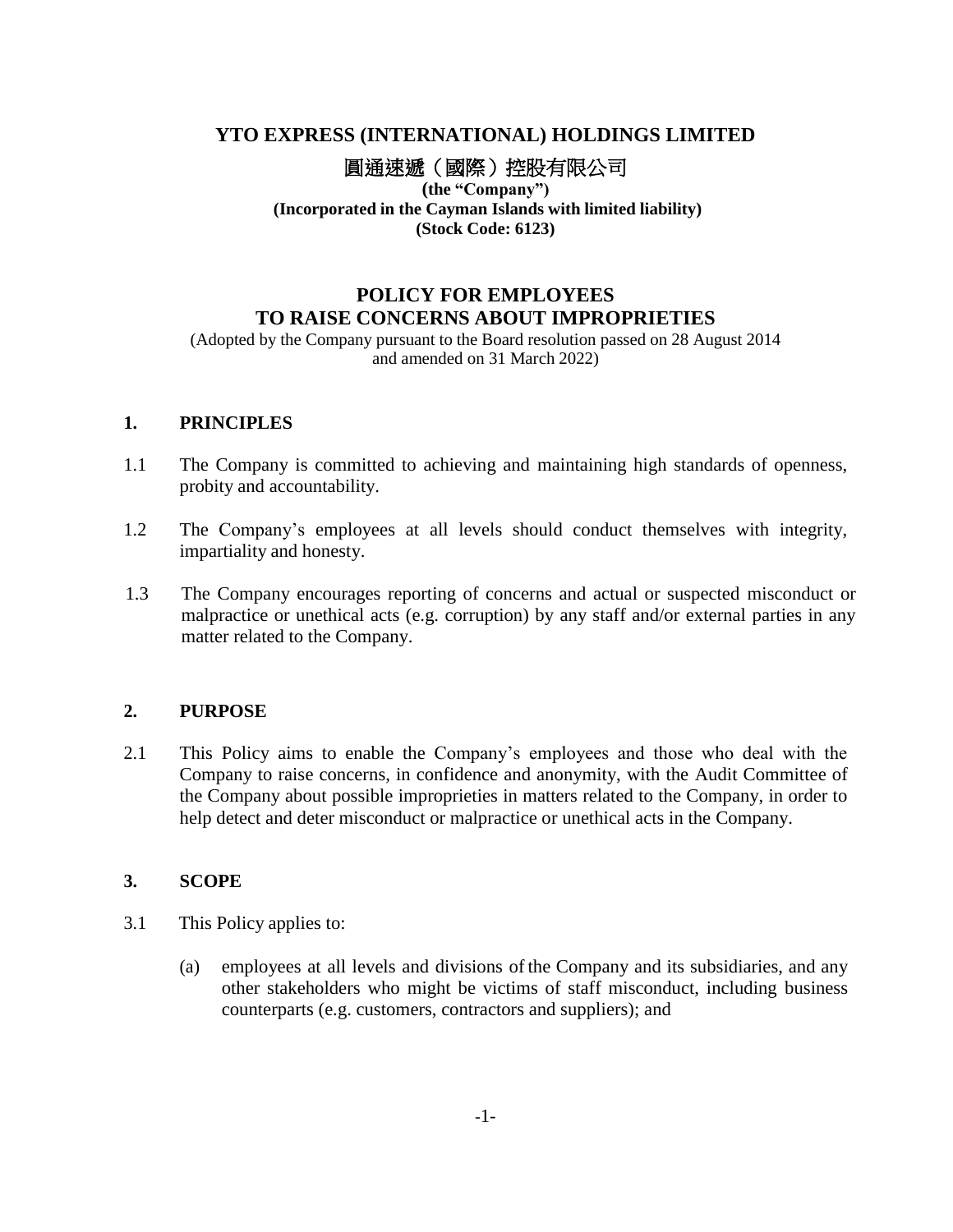# YTO EXPRESS (INTERNATIONAL) HOLDINGS LIMITED

# 圓通速遞（國際）控股有限公司

**(the "Company")**
**(Incorporated in the Cayman Islands with limited liability)**
**(Stock Code: 6123)**

## POLICY FOR EMPLOYEES TO RAISE CONCERNS ABOUT IMPROPRIETIES

(Adopted by the Company pursuant to the Board resolution passed on 28 August 2014 and amended on 31 March 2022)

### 1. PRINCIPLES

1.1 The Company is committed to achieving and maintaining high standards of openness, probity and accountability.

1.2 The Company's employees at all levels should conduct themselves with integrity, impartiality and honesty.

1.3 The Company encourages reporting of concerns and actual or suspected misconduct or malpractice or unethical acts (e.g. corruption) by any staff and/or external parties in any matter related to the Company.

### 2. PURPOSE

2.1 This Policy aims to enable the Company's employees and those who deal with the Company to raise concerns, in confidence and anonymity, with the Audit Committee of the Company about possible improprieties in matters related to the Company, in order to help detect and deter misconduct or malpractice or unethical acts in the Company.

### 3. SCOPE

3.1 This Policy applies to:

(a) employees at all levels and divisions of the Company and its subsidiaries, and any other stakeholders who might be victims of staff misconduct, including business counterparts (e.g. customers, contractors and suppliers); and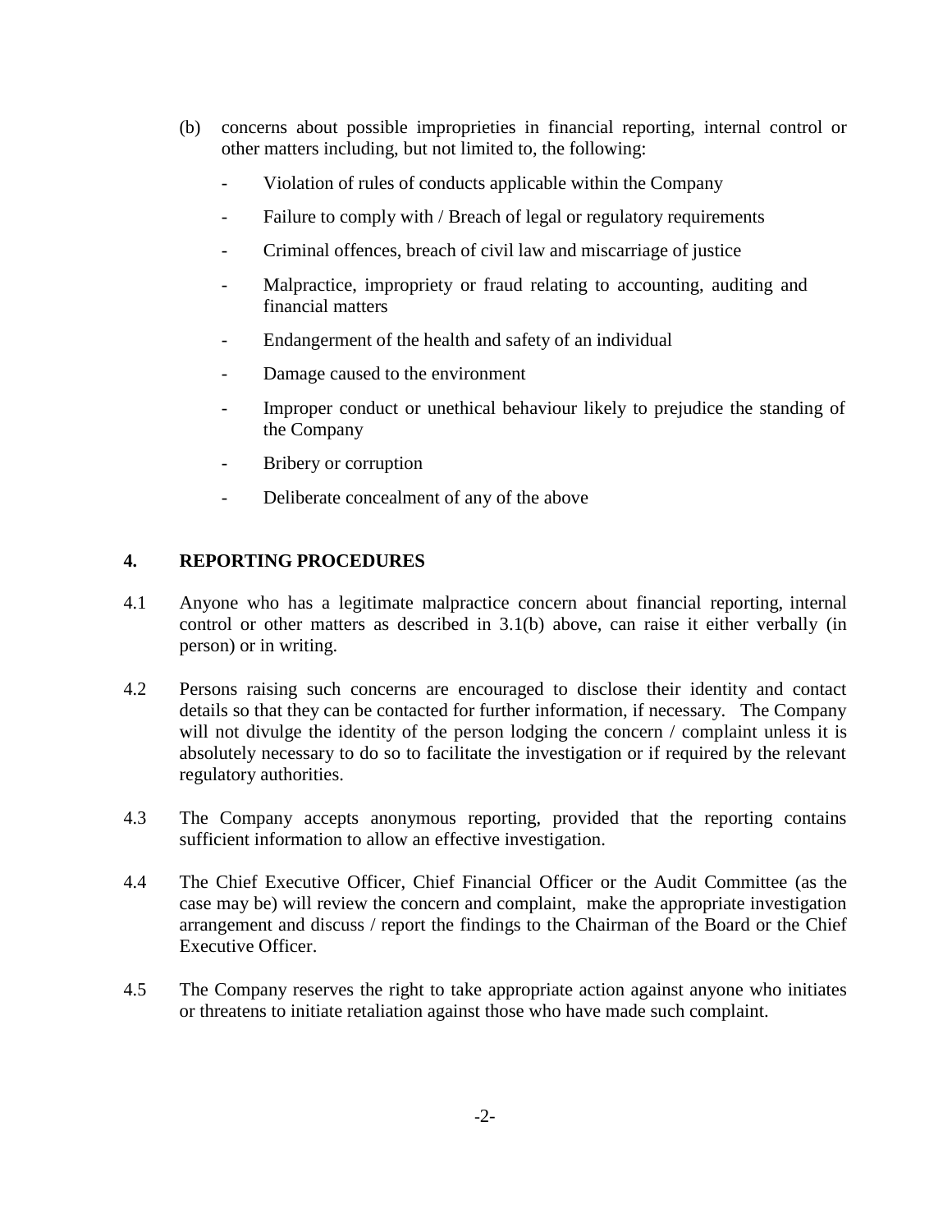(b) concerns about possible improprieties in financial reporting, internal control or other matters including, but not limited to, the following:

- Violation of rules of conducts applicable within the Company
- Failure to comply with / Breach of legal or regulatory requirements
- Criminal offences, breach of civil law and miscarriage of justice
- Malpractice, impropriety or fraud relating to accounting, auditing and financial matters
- Endangerment of the health and safety of an individual
- Damage caused to the environment
- Improper conduct or unethical behaviour likely to prejudice the standing of the Company
- Bribery or corruption
- Deliberate concealment of any of the above

## 4. REPORTING PROCEDURES

4.1 Anyone who has a legitimate malpractice concern about financial reporting, internal control or other matters as described in 3.1(b) above, can raise it either verbally (in person) or in writing.

4.2 Persons raising such concerns are encouraged to disclose their identity and contact details so that they can be contacted for further information, if necessary. The Company will not divulge the identity of the person lodging the concern / complaint unless it is absolutely necessary to do so to facilitate the investigation or if required by the relevant regulatory authorities.

4.3 The Company accepts anonymous reporting, provided that the reporting contains sufficient information to allow an effective investigation.

4.4 The Chief Executive Officer, Chief Financial Officer or the Audit Committee (as the case may be) will review the concern and complaint, make the appropriate investigation arrangement and discuss / report the findings to the Chairman of the Board or the Chief Executive Officer.

4.5 The Company reserves the right to take appropriate action against anyone who initiates or threatens to initiate retaliation against those who have made such complaint.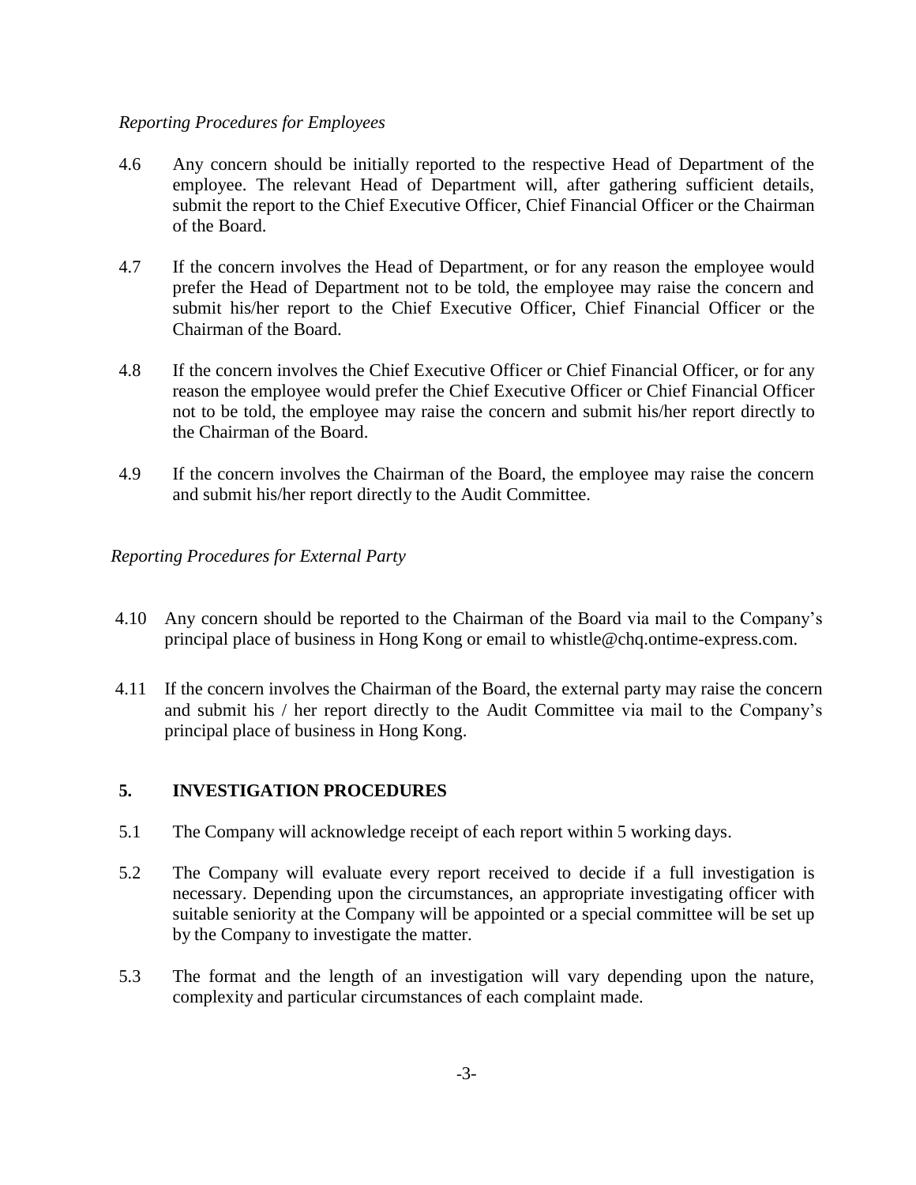*Reporting Procedures for Employees*

4.6 Any concern should be initially reported to the respective Head of Department of the employee. The relevant Head of Department will, after gathering sufficient details, submit the report to the Chief Executive Officer, Chief Financial Officer or the Chairman of the Board.

4.7 If the concern involves the Head of Department, or for any reason the employee would prefer the Head of Department not to be told, the employee may raise the concern and submit his/her report to the Chief Executive Officer, Chief Financial Officer or the Chairman of the Board.

4.8 If the concern involves the Chief Executive Officer or Chief Financial Officer, or for any reason the employee would prefer the Chief Executive Officer or Chief Financial Officer not to be told, the employee may raise the concern and submit his/her report directly to the Chairman of the Board.

4.9 If the concern involves the Chairman of the Board, the employee may raise the concern and submit his/her report directly to the Audit Committee.

*Reporting Procedures for External Party*

4.10 Any concern should be reported to the Chairman of the Board via mail to the Company's principal place of business in Hong Kong or email to whistle@chq.ontime-express.com.

4.11 If the concern involves the Chairman of the Board, the external party may raise the concern and submit his / her report directly to the Audit Committee via mail to the Company's principal place of business in Hong Kong.

## 5. INVESTIGATION PROCEDURES

5.1 The Company will acknowledge receipt of each report within 5 working days.

5.2 The Company will evaluate every report received to decide if a full investigation is necessary. Depending upon the circumstances, an appropriate investigating officer with suitable seniority at the Company will be appointed or a special committee will be set up by the Company to investigate the matter.

5.3 The format and the length of an investigation will vary depending upon the nature, complexity and particular circumstances of each complaint made.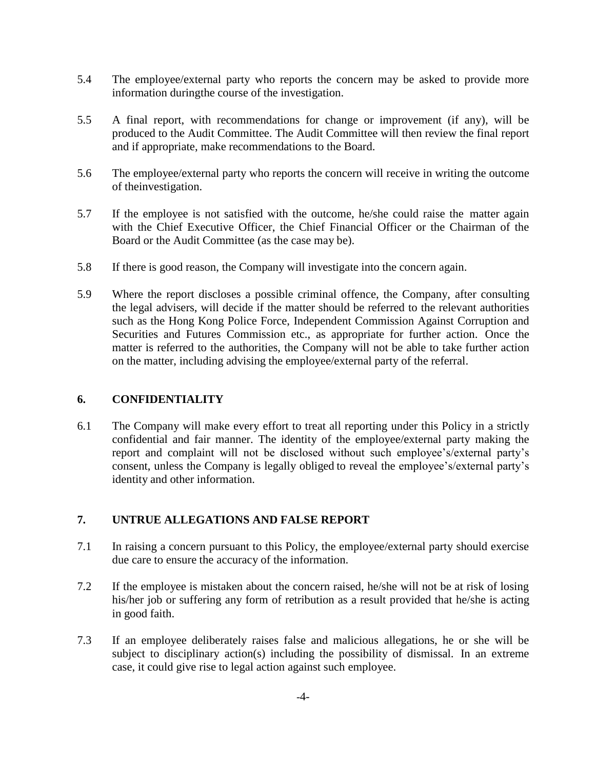5.4 The employee/external party who reports the concern may be asked to provide more information duringthe course of the investigation.

5.5 A final report, with recommendations for change or improvement (if any), will be produced to the Audit Committee. The Audit Committee will then review the final report and if appropriate, make recommendations to the Board.

5.6 The employee/external party who reports the concern will receive in writing the outcome of theinvestigation.

5.7 If the employee is not satisfied with the outcome, he/she could raise the matter again with the Chief Executive Officer, the Chief Financial Officer or the Chairman of the Board or the Audit Committee (as the case may be).

5.8 If there is good reason, the Company will investigate into the concern again.

5.9 Where the report discloses a possible criminal offence, the Company, after consulting the legal advisers, will decide if the matter should be referred to the relevant authorities such as the Hong Kong Police Force, Independent Commission Against Corruption and Securities and Futures Commission etc., as appropriate for further action. Once the matter is referred to the authorities, the Company will not be able to take further action on the matter, including advising the employee/external party of the referral.

## 6. CONFIDENTIALITY

6.1 The Company will make every effort to treat all reporting under this Policy in a strictly confidential and fair manner. The identity of the employee/external party making the report and complaint will not be disclosed without such employee's/external party's consent, unless the Company is legally obliged to reveal the employee's/external party's identity and other information.

## 7. UNTRUE ALLEGATIONS AND FALSE REPORT

7.1 In raising a concern pursuant to this Policy, the employee/external party should exercise due care to ensure the accuracy of the information.

7.2 If the employee is mistaken about the concern raised, he/she will not be at risk of losing his/her job or suffering any form of retribution as a result provided that he/she is acting in good faith.

7.3 If an employee deliberately raises false and malicious allegations, he or she will be subject to disciplinary action(s) including the possibility of dismissal. In an extreme case, it could give rise to legal action against such employee.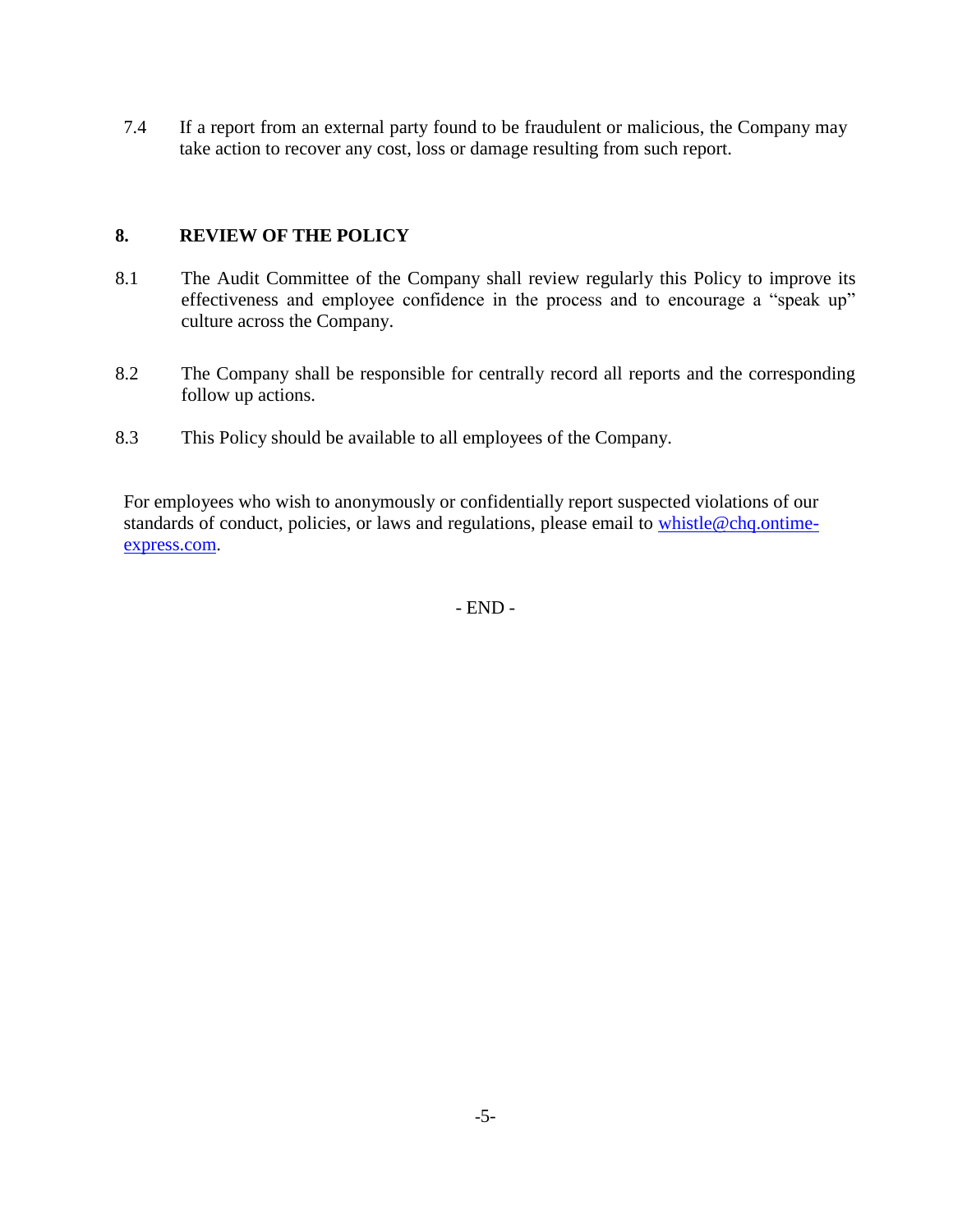7.4 If a report from an external party found to be fraudulent or malicious, the Company may take action to recover any cost, loss or damage resulting from such report.

## 8. REVIEW OF THE POLICY

8.1 The Audit Committee of the Company shall review regularly this Policy to improve its effectiveness and employee confidence in the process and to encourage a "speak up" culture across the Company.

8.2 The Company shall be responsible for centrally record all reports and the corresponding follow up actions.

8.3 This Policy should be available to all employees of the Company.

For employees who wish to anonymously or confidentially report suspected violations of our standards of conduct, policies, or laws and regulations, please email to whistle@chq.ontime-express.com.

- END -